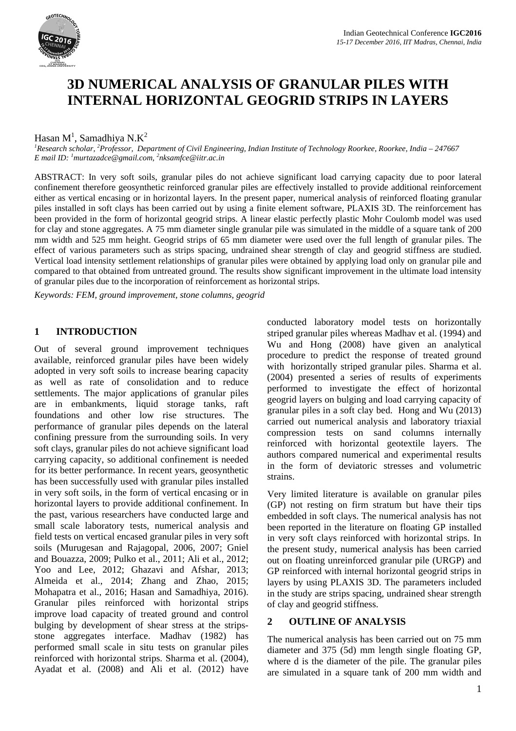# 3D NUMERICAL ANALYSIS OF GRANULAR PILES WITH INTERNAL HORIZONTAL GEOGRID STRIPS IN LAYERS

Hasan M[1], Samadhiya N.K[2]

*[1]Research scholar, [2]Professor, Department of Civil Engineering, Indian Institute of Technology Roorkee, Roorkee, India – 247667*
*E mail ID: [1]murtazadce@gmail.com, [2]nksamfce@iitr.ac.in*

ABSTRACT: In very soft soils, granular piles do not achieve significant load carrying capacity due to poor lateral confinement therefore geosynthetic reinforced granular piles are effectively installed to provide additional reinforcement either as vertical encasing or in horizontal layers. In the present paper, numerical analysis of reinforced floating granular piles installed in soft clays has been carried out by using a finite element software, PLAXIS 3D. The reinforcement has been provided in the form of horizontal geogrid strips. A linear elastic perfectly plastic Mohr Coulomb model was used for clay and stone aggregates. A 75 mm diameter single granular pile was simulated in the middle of a square tank of 200 mm width and 525 mm height. Geogrid strips of 65 mm diameter were used over the full length of granular piles. The effect of various parameters such as strips spacing, undrained shear strength of clay and geogrid stiffness are studied. Vertical load intensity settlement relationships of granular piles were obtained by applying load only on granular pile and compared to that obtained from untreated ground. The results show significant improvement in the ultimate load intensity of granular piles due to the incorporation of reinforcement as horizontal strips.

*Keywords: FEM, ground improvement, stone columns, geogrid*

## 1 INTRODUCTION

Out of several ground improvement techniques available, reinforced granular piles have been widely adopted in very soft soils to increase bearing capacity as well as rate of consolidation and to reduce settlements. The major applications of granular piles are in embankments, liquid storage tanks, raft foundations and other low rise structures. The performance of granular piles depends on the lateral confining pressure from the surrounding soils. In very soft clays, granular piles do not achieve significant load carrying capacity, so additional confinement is needed for its better performance. In recent years, geosynthetic has been successfully used with granular piles installed in very soft soils, in the form of vertical encasing or in horizontal layers to provide additional confinement. In the past, various researchers have conducted large and small scale laboratory tests, numerical analysis and field tests on vertical encased granular piles in very soft soils (Murugesan and Rajagopal, 2006, 2007; Gniel and Bouazza, 2009; Pulko et al., 2011; Ali et al., 2012; Yoo and Lee, 2012; Ghazavi and Afshar, 2013; Almeida et al., 2014; Zhang and Zhao, 2015; Mohapatra et al., 2016; Hasan and Samadhiya, 2016). Granular piles reinforced with horizontal strips improve load capacity of treated ground and control bulging by development of shear stress at the strips-stone aggregates interface. Madhav (1982) has performed small scale in situ tests on granular piles reinforced with horizontal strips. Sharma et al. (2004), Ayadat et al. (2008) and Ali et al. (2012) have conducted laboratory model tests on horizontally striped granular piles whereas Madhav et al. (1994) and Wu and Hong (2008) have given an analytical procedure to predict the response of treated ground with horizontally striped granular piles. Sharma et al. (2004) presented a series of results of experiments performed to investigate the effect of horizontal geogrid layers on bulging and load carrying capacity of granular piles in a soft clay bed. Hong and Wu (2013) carried out numerical analysis and laboratory triaxial compression tests on sand columns internally reinforced with horizontal geotextile layers. The authors compared numerical and experimental results in the form of deviatoric stresses and volumetric strains.

Very limited literature is available on granular piles (GP) not resting on firm stratum but have their tips embedded in soft clays. The numerical analysis has not been reported in the literature on floating GP installed in very soft clays reinforced with horizontal strips. In the present study, numerical analysis has been carried out on floating unreinforced granular pile (URGP) and GP reinforced with internal horizontal geogrid strips in layers by using PLAXIS 3D. The parameters included in the study are strips spacing, undrained shear strength of clay and geogrid stiffness.

## 2 OUTLINE OF ANALYSIS

The numerical analysis has been carried out on 75 mm diameter and 375 (5d) mm length single floating GP, where d is the diameter of the pile. The granular piles are simulated in a square tank of 200 mm width and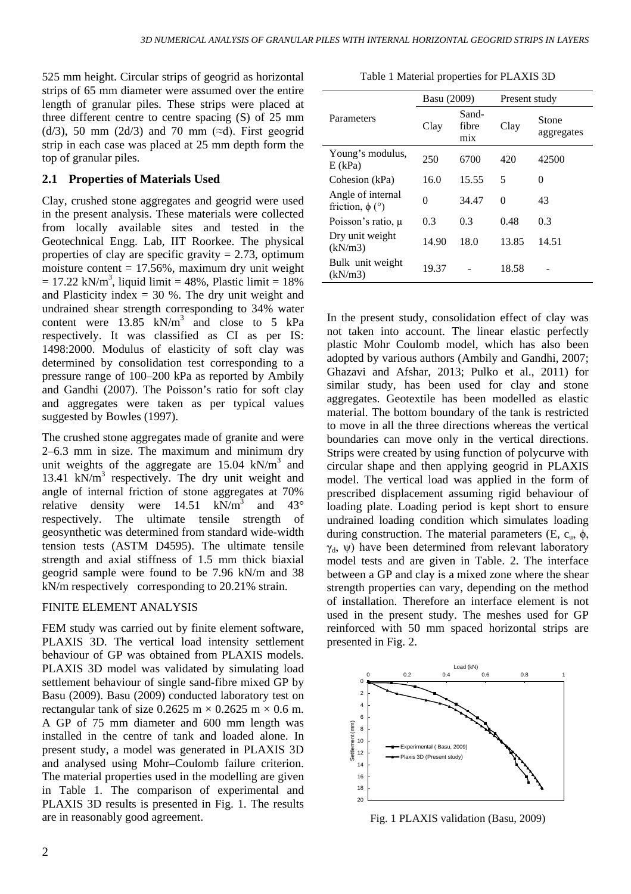525 mm height. Circular strips of geogrid as horizontal strips of 65 mm diameter were assumed over the entire length of granular piles. These strips were placed at three different centre to centre spacing (S) of 25 mm (d/3), 50 mm (2d/3) and 70 mm (≈d). First geogrid strip in each case was placed at 25 mm depth form the top of granular piles.

## 2.1 Properties of Materials Used

Clay, crushed stone aggregates and geogrid were used in the present analysis. These materials were collected from locally available sites and tested in the Geotechnical Engg. Lab, IIT Roorkee. The physical properties of clay are specific gravity = 2.73, optimum moisture content = 17.56%, maximum dry unit weight = 17.22 kN/m$^3$, liquid limit = 48%, Plastic limit = 18% and Plasticity index = 30 %. The dry unit weight and undrained shear strength corresponding to 34% water content were 13.85 kN/m$^3$ and close to 5 kPa respectively. It was classified as CI as per IS: 1498:2000. Modulus of elasticity of soft clay was determined by consolidation test corresponding to a pressure range of 100–200 kPa as reported by Ambily and Gandhi (2007). The Poisson's ratio for soft clay and aggregates were taken as per typical values suggested by Bowles (1997).

The crushed stone aggregates made of granite and were 2–6.3 mm in size. The maximum and minimum dry unit weights of the aggregate are 15.04 kN/m$^3$ and 13.41 kN/m$^3$ respectively. The dry unit weight and angle of internal friction of stone aggregates at 70% relative density were 14.51 kN/m$^3$ and 43° respectively. The ultimate tensile strength of geosynthetic was determined from standard wide-width tension tests (ASTM D4595). The ultimate tensile strength and axial stiffness of 1.5 mm thick biaxial geogrid sample were found to be 7.96 kN/m and 38 kN/m respectively corresponding to 20.21% strain.

## FINITE ELEMENT ANALYSIS

FEM study was carried out by finite element software, PLAXIS 3D. The vertical load intensity settlement behaviour of GP was obtained from PLAXIS models. PLAXIS 3D model was validated by simulating load settlement behaviour of single sand-fibre mixed GP by Basu (2009). Basu (2009) conducted laboratory test on rectangular tank of size 0.2625 m × 0.2625 m × 0.6 m. A GP of 75 mm diameter and 600 mm length was installed in the centre of tank and loaded alone. In present study, a model was generated in PLAXIS 3D and analysed using Mohr–Coulomb failure criterion. The material properties used in the modelling are given in Table 1. The comparison of experimental and PLAXIS 3D results is presented in Fig. 1. The results are in reasonably good agreement.

Table 1 Material properties for PLAXIS 3D

| Parameters | Basu (2009) | | Present study | |
|---|---|---|---|---|
| | Clay | Sand-fibre mix | Clay | Stone aggregates |
| Young's modulus, E (kPa) | 250 | 6700 | 420 | 42500 |
| Cohesion (kPa) | 16.0 | 15.55 | 5 | 0 |
| Angle of internal friction, $\phi$ (°) | 0 | 34.47 | 0 | 43 |
| Poisson's ratio, $\mu$ | 0.3 | 0.3 | 0.48 | 0.3 |
| Dry unit weight (kN/m3) | 14.90 | 18.0 | 13.85 | 14.51 |
| Bulk unit weight (kN/m3) | 19.37 | - | 18.58 | - |

In the present study, consolidation effect of clay was not taken into account. The linear elastic perfectly plastic Mohr Coulomb model, which has also been adopted by various authors (Ambily and Gandhi, 2007; Ghazavi and Afshar, 2013; Pulko et al., 2011) for similar study, has been used for clay and stone aggregates. Geotextile has been modelled as elastic material. The bottom boundary of the tank is restricted to move in all the three directions whereas the vertical boundaries can move only in the vertical directions. Strips were created by using function of polycurve with circular shape and then applying geogrid in PLAXIS model. The vertical load was applied in the form of prescribed displacement assuming rigid behaviour of loading plate. Loading period is kept short to ensure undrained loading condition which simulates loading during construction. The material parameters (E, $c_u$, $\phi$, $\gamma_d$, $\psi$) have been determined from relevant laboratory model tests and are given in Table. 2. The interface between a GP and clay is a mixed zone where the shear strength properties can vary, depending on the method of installation. Therefore an interface element is not used in the present study. The meshes used for GP reinforced with 50 mm spaced horizontal strips are presented in Fig. 2.

Fig. 1 PLAXIS validation (Basu, 2009)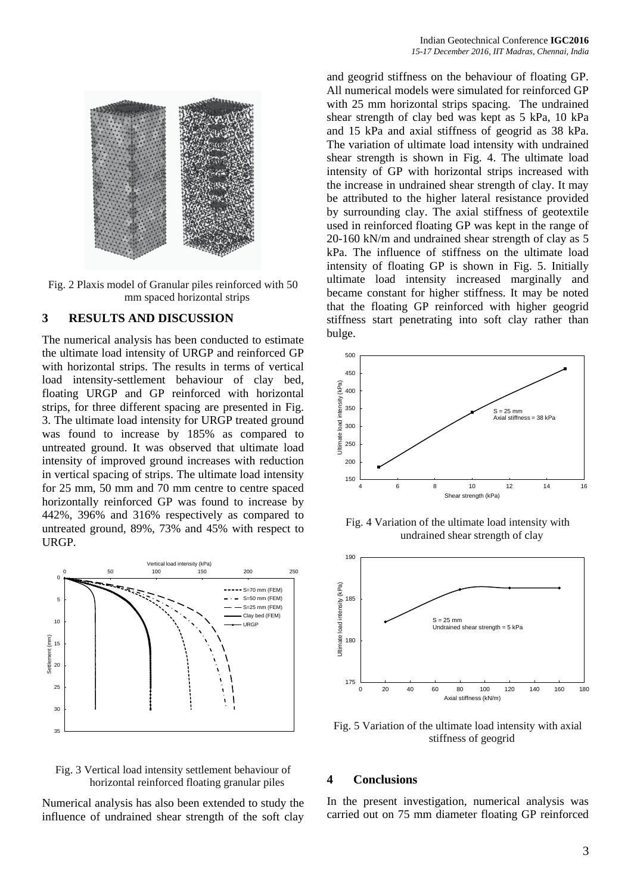Fig. 2 Plaxis model of Granular piles reinforced with 50 mm spaced horizontal strips

## 3 RESULTS AND DISCUSSION

The numerical analysis has been conducted to estimate the ultimate load intensity of URGP and reinforced GP with horizontal strips. The results in terms of vertical load intensity-settlement behaviour of clay bed, floating URGP and GP reinforced with horizontal strips, for three different spacing are presented in Fig. 3. The ultimate load intensity for URGP treated ground was found to increase by 185% as compared to untreated ground. It was observed that ultimate load intensity of improved ground increases with reduction in vertical spacing of strips. The ultimate load intensity for 25 mm, 50 mm and 70 mm centre to centre spaced horizontally reinforced GP was found to increase by 442%, 396% and 316% respectively as compared to untreated ground, 89%, 73% and 45% with respect to URGP.

Fig. 3 Vertical load intensity settlement behaviour of horizontal reinforced floating granular piles

Numerical analysis has also been extended to study the influence of undrained shear strength of the soft clay and geogrid stiffness on the behaviour of floating GP. All numerical models were simulated for reinforced GP with 25 mm horizontal strips spacing. The undrained shear strength of clay bed was kept as 5 kPa, 10 kPa and 15 kPa and axial stiffness of geogrid as 38 kPa. The variation of ultimate load intensity with undrained shear strength is shown in Fig. 4. The ultimate load intensity of GP with horizontal strips increased with the increase in undrained shear strength of clay. It may be attributed to the higher lateral resistance provided by surrounding clay. The axial stiffness of geotextile used in reinforced floating GP was kept in the range of 20-160 kN/m and undrained shear strength of clay as 5 kPa. The influence of stiffness on the ultimate load intensity of floating GP is shown in Fig. 5. Initially ultimate load intensity increased marginally and became constant for higher stiffness. It may be noted that the floating GP reinforced with higher geogrid stiffness start penetrating into soft clay rather than bulge.

Fig. 4 Variation of the ultimate load intensity with undrained shear strength of clay

Fig. 5 Variation of the ultimate load intensity with axial stiffness of geogrid

## 4 Conclusions

In the present investigation, numerical analysis was carried out on 75 mm diameter floating GP reinforced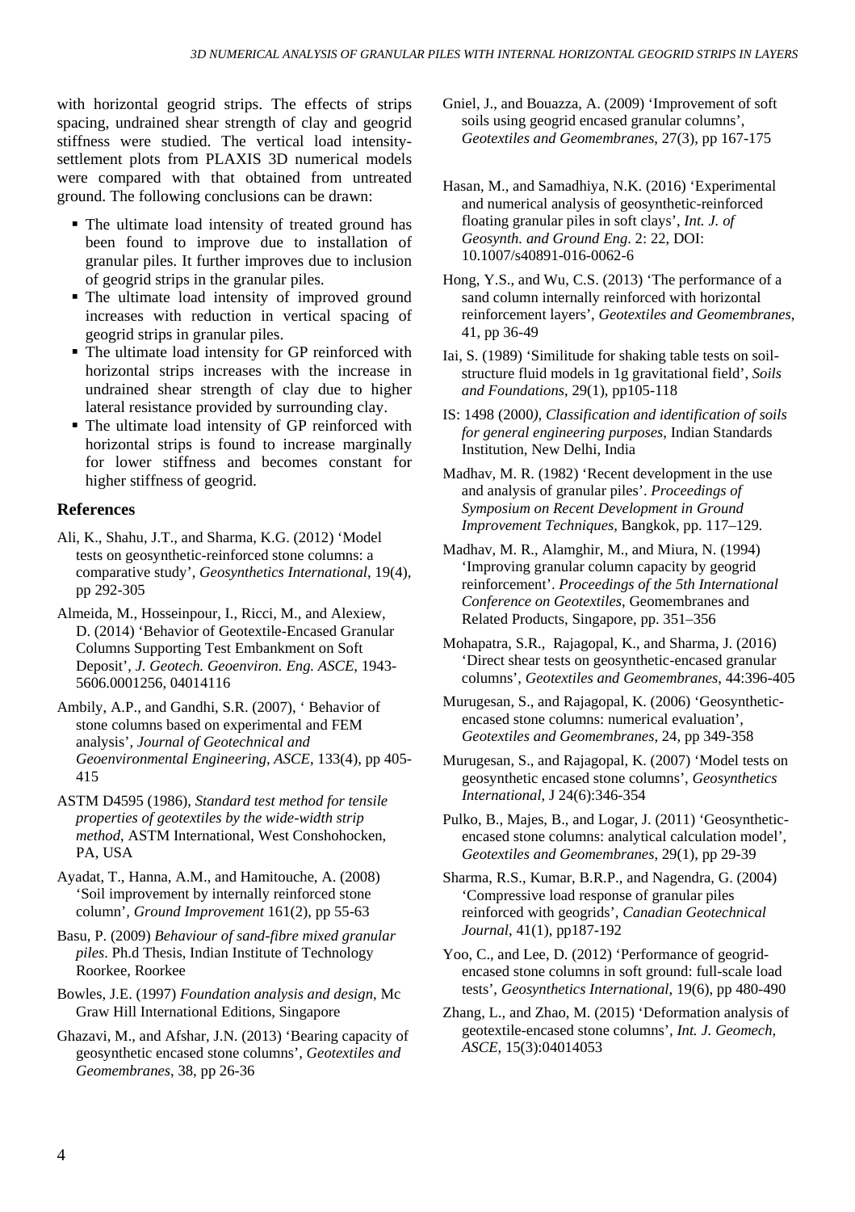with horizontal geogrid strips. The effects of strips spacing, undrained shear strength of clay and geogrid stiffness were studied. The vertical load intensity-settlement plots from PLAXIS 3D numerical models were compared with that obtained from untreated ground. The following conclusions can be drawn:

- The ultimate load intensity of treated ground has been found to improve due to installation of granular piles. It further improves due to inclusion of geogrid strips in the granular piles.
- The ultimate load intensity of improved ground increases with reduction in vertical spacing of geogrid strips in granular piles.
- The ultimate load intensity for GP reinforced with horizontal strips increases with the increase in undrained shear strength of clay due to higher lateral resistance provided by surrounding clay.
- The ultimate load intensity of GP reinforced with horizontal strips is found to increase marginally for lower stiffness and becomes constant for higher stiffness of geogrid.

## References

Ali, K., Shahu, J.T., and Sharma, K.G. (2012) 'Model tests on geosynthetic-reinforced stone columns: a comparative study', *Geosynthetics International*, 19(4), pp 292-305

Almeida, M., Hosseinpour, I., Ricci, M., and Alexiew, D. (2014) 'Behavior of Geotextile-Encased Granular Columns Supporting Test Embankment on Soft Deposit', *J. Geotech. Geoenviron. Eng. ASCE*, 1943-5606.0001256, 04014116

Ambily, A.P., and Gandhi, S.R. (2007), ' Behavior of stone columns based on experimental and FEM analysis', *Journal of Geotechnical and Geoenvironmental Engineering, ASCE*, 133(4), pp 405-415

ASTM D4595 (1986), *Standard test method for tensile properties of geotextiles by the wide-width strip method*, ASTM International, West Conshohocken, PA, USA

Ayadat, T., Hanna, A.M., and Hamitouche, A. (2008) 'Soil improvement by internally reinforced stone column', *Ground Improvement* 161(2), pp 55-63

Basu, P. (2009) *Behaviour of sand-fibre mixed granular piles*. Ph.d Thesis, Indian Institute of Technology Roorkee, Roorkee

Bowles, J.E. (1997) *Foundation analysis and design*, Mc Graw Hill International Editions, Singapore

Ghazavi, M., and Afshar, J.N. (2013) 'Bearing capacity of geosynthetic encased stone columns', *Geotextiles and Geomembranes*, 38, pp 26-36

Gniel, J., and Bouazza, A. (2009) 'Improvement of soft soils using geogrid encased granular columns', *Geotextiles and Geomembranes*, 27(3), pp 167-175

Hasan, M., and Samadhiya, N.K. (2016) 'Experimental and numerical analysis of geosynthetic-reinforced floating granular piles in soft clays', *Int. J. of Geosynth. and Ground Eng*. 2: 22, DOI: 10.1007/s40891-016-0062-6

Hong, Y.S., and Wu, C.S. (2013) 'The performance of a sand column internally reinforced with horizontal reinforcement layers', *Geotextiles and Geomembranes*, 41, pp 36-49

Iai, S. (1989) 'Similitude for shaking table tests on soil-structure fluid models in 1g gravitational field', *Soils and Foundations*, 29(1), pp105-118

IS: 1498 (2000), *Classification and identification of soils for general engineering purposes*, Indian Standards Institution, New Delhi, India

Madhav, M. R. (1982) 'Recent development in the use and analysis of granular piles'. *Proceedings of Symposium on Recent Development in Ground Improvement Techniques*, Bangkok, pp. 117–129.

Madhav, M. R., Alamghir, M., and Miura, N. (1994) 'Improving granular column capacity by geogrid reinforcement'. *Proceedings of the 5th International Conference on Geotextiles*, Geomembranes and Related Products, Singapore, pp. 351–356

Mohapatra, S.R., Rajagopal, K., and Sharma, J. (2016) 'Direct shear tests on geosynthetic-encased granular columns', *Geotextiles and Geomembranes*, 44:396-405

Murugesan, S., and Rajagopal, K. (2006) 'Geosynthetic-encased stone columns: numerical evaluation', *Geotextiles and Geomembranes*, 24, pp 349-358

Murugesan, S., and Rajagopal, K. (2007) 'Model tests on geosynthetic encased stone columns', *Geosynthetics International*, J 24(6):346-354

Pulko, B., Majes, B., and Logar, J. (2011) 'Geosynthetic-encased stone columns: analytical calculation model', *Geotextiles and Geomembranes*, 29(1), pp 29-39

Sharma, R.S., Kumar, B.R.P., and Nagendra, G. (2004) 'Compressive load response of granular piles reinforced with geogrids', *Canadian Geotechnical Journal*, 41(1), pp187-192

Yoo, C., and Lee, D. (2012) 'Performance of geogrid-encased stone columns in soft ground: full-scale load tests', *Geosynthetics International*, 19(6), pp 480-490

Zhang, L., and Zhao, M. (2015) 'Deformation analysis of geotextile-encased stone columns', *Int. J. Geomech, ASCE*, 15(3):04014053